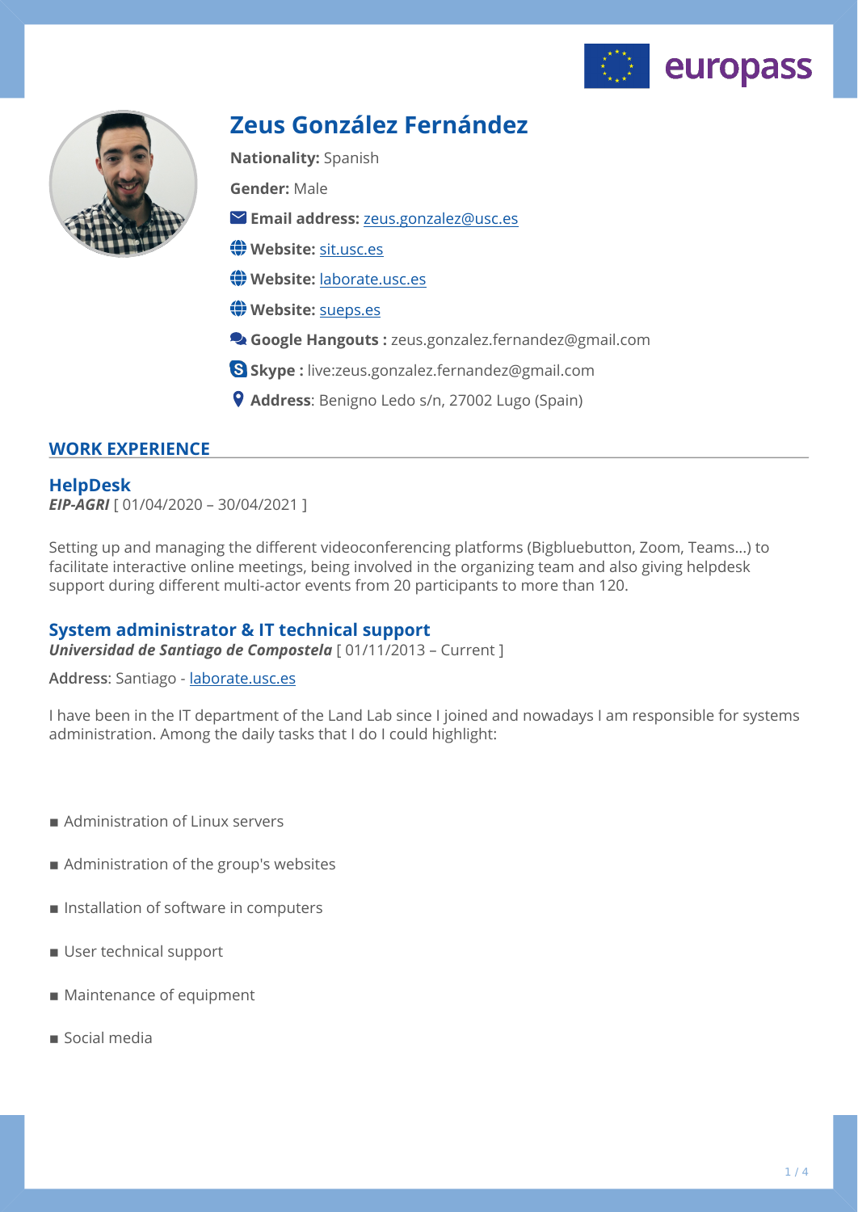# Zeus González Fernández

**Nationality:** Spanish

**Gender:** Male

**Email address:** zeus.gonzalez@usc.es

**Website:** sit.usc.es

**Website:** laborate.usc.es

**Website:** sueps.es

**Google Hangouts :** zeus.gonzalez.fernandez@gmail.com

**Skype :** live:zeus.gonzalez.fernandez@gmail.com

**Address**: Benigno Ledo s/n, 27002 Lugo (Spain)

## WORK EXPERIENCE

### HelpDesk

***EIP-AGRI*** [ 01/04/2020 – 30/04/2021 ]

Setting up and managing the different videoconferencing platforms (Bigbluebutton, Zoom, Teams...) to facilitate interactive online meetings, being involved in the organizing team and also giving helpdesk support during different multi-actor events from 20 participants to more than 120.

### System administrator & IT technical support

***Universidad de Santiago de Compostela*** [ 01/11/2013 – Current ]

**Address**: Santiago - laborate.usc.es

I have been in the IT department of the Land Lab since I joined and nowadays I am responsible for systems administration. Among the daily tasks that I do I could highlight:

- Administration of Linux servers
- Administration of the group's websites
- Installation of software in computers
- User technical support
- Maintenance of equipment
- Social media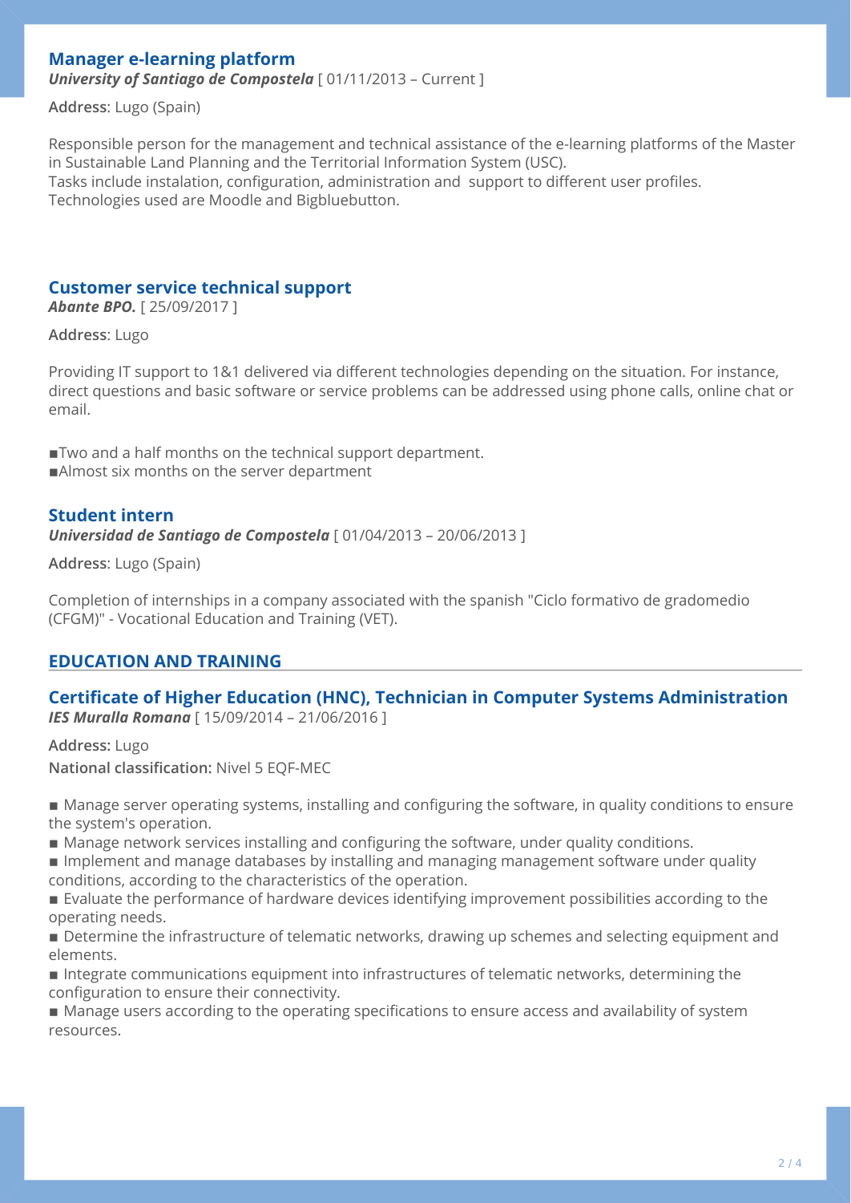### Manager e-learning platform

***University of Santiago de Compostela*** [ 01/11/2013 – Current ]

**Address**: Lugo (Spain)

Responsible person for the management and technical assistance of the e-learning platforms of the Master in Sustainable Land Planning and the Territorial Information System (USC).
Tasks include instalation, configuration, administration and support to different user profiles.
Technologies used are Moodle and Bigbluebutton.

### Customer service technical support

***Abante BPO.*** [ 25/09/2017 ]

**Address**: Lugo

Providing IT support to 1&1 delivered via different technologies depending on the situation. For instance, direct questions and basic software or service problems can be addressed using phone calls, online chat or email.

- Two and a half months on the technical support department.
- Almost six months on the server department

### Student intern

***Universidad de Santiago de Compostela*** [ 01/04/2013 – 20/06/2013 ]

**Address**: Lugo (Spain)

Completion of internships in a company associated with the spanish "Ciclo formativo de gradomedio (CFGM)" - Vocational Education and Training (VET).

## EDUCATION AND TRAINING

### Certificate of Higher Education (HNC), Technician in Computer Systems Administration

***IES Muralla Romana*** [ 15/09/2014 – 21/06/2016 ]

**Address:** Lugo

**National classification:** Nivel 5 EQF-MEC

- Manage server operating systems, installing and configuring the software, in quality conditions to ensure the system's operation.
- Manage network services installing and configuring the software, under quality conditions.
- Implement and manage databases by installing and managing management software under quality conditions, according to the characteristics of the operation.
- Evaluate the performance of hardware devices identifying improvement possibilities according to the operating needs.
- Determine the infrastructure of telematic networks, drawing up schemes and selecting equipment and elements.
- Integrate communications equipment into infrastructures of telematic networks, determining the configuration to ensure their connectivity.
- Manage users according to the operating specifications to ensure access and availability of system resources.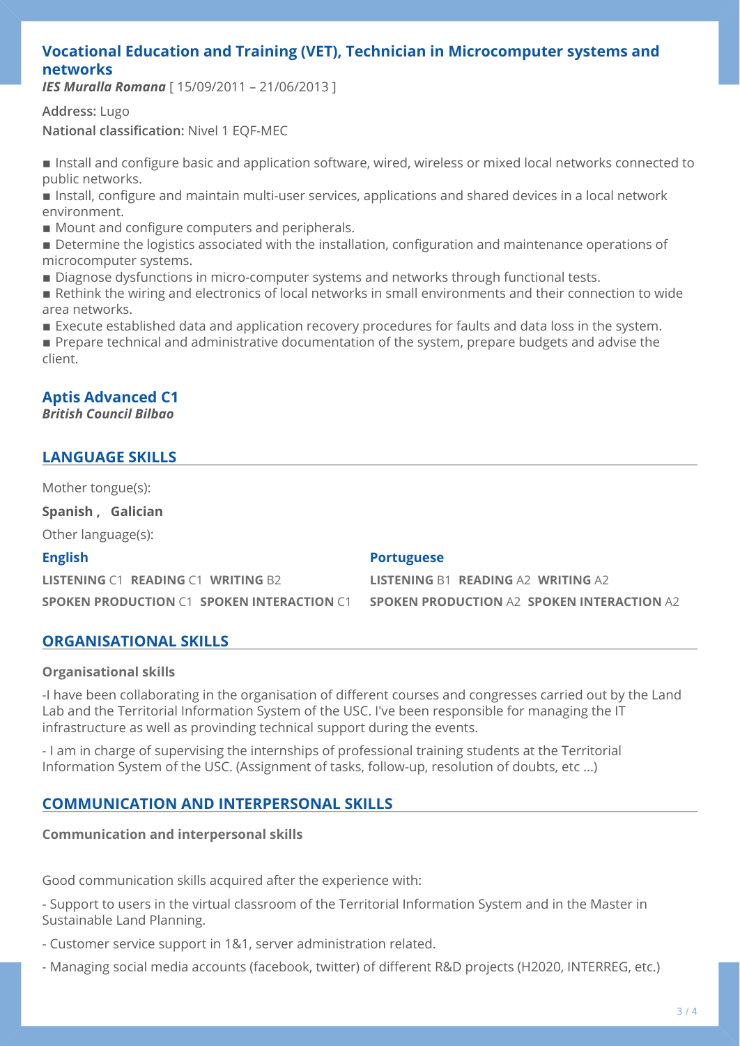### Vocational Education and Training (VET), Technician in Microcomputer systems and networks

***IES Muralla Romana*** [ 15/09/2011 – 21/06/2013 ]

**Address:** Lugo

**National classification:** Nivel 1 EQF-MEC

- Install and configure basic and application software, wired, wireless or mixed local networks connected to public networks.
- Install, configure and maintain multi-user services, applications and shared devices in a local network environment.
- Mount and configure computers and peripherals.
- Determine the logistics associated with the installation, configuration and maintenance operations of microcomputer systems.
- Diagnose dysfunctions in micro-computer systems and networks through functional tests.
- Rethink the wiring and electronics of local networks in small environments and their connection to wide area networks.
- Execute established data and application recovery procedures for faults and data loss in the system.
- Prepare technical and administrative documentation of the system, prepare budgets and advise the client.

### Aptis Advanced C1

***British Council Bilbao***

## LANGUAGE SKILLS

Mother tongue(s):

**Spanish , Galician**

Other language(s):

**English**

**LISTENING** C1 **READING** C1 **WRITING** B2

**SPOKEN PRODUCTION** C1 **SPOKEN INTERACTION** C1

**Portuguese**

**LISTENING** B1 **READING** A2 **WRITING** A2

**SPOKEN PRODUCTION** A2 **SPOKEN INTERACTION** A2

## ORGANISATIONAL SKILLS

**Organisational skills**

-I have been collaborating in the organisation of different courses and congresses carried out by the Land Lab and the Territorial Information System of the USC. I've been responsible for managing the IT infrastructure as well as provinding technical support during the events.

- I am in charge of supervising the internships of professional training students at the Territorial Information System of the USC. (Assignment of tasks, follow-up, resolution of doubts, etc ...)

## COMMUNICATION AND INTERPERSONAL SKILLS

**Communication and interpersonal skills**

Good communication skills acquired after the experience with:

- Support to users in the virtual classroom of the Territorial Information System and in the Master in Sustainable Land Planning.

- Customer service support in 1&1, server administration related.

- Managing social media accounts (facebook, twitter) of different R&D projects (H2020, INTERREG, etc.)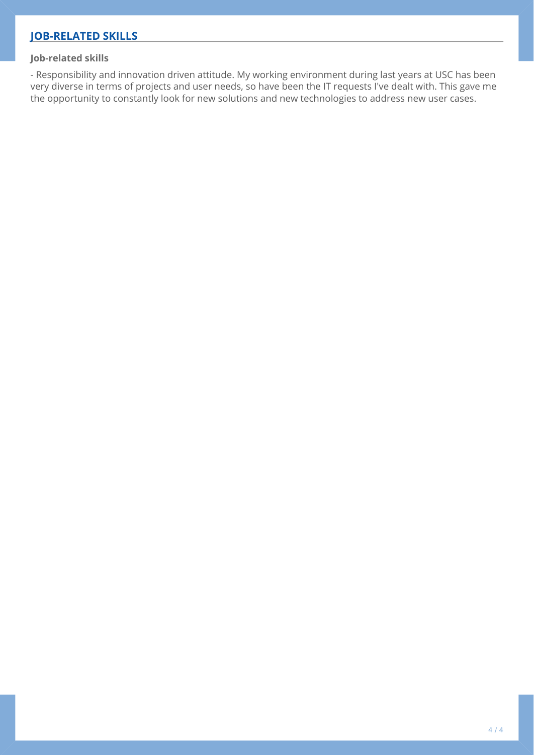## JOB-RELATED SKILLS

### Job-related skills

- Responsibility and innovation driven attitude. My working environment during last years at USC has been very diverse in terms of projects and user needs, so have been the IT requests I've dealt with. This gave me the opportunity to constantly look for new solutions and new technologies to address new user cases.